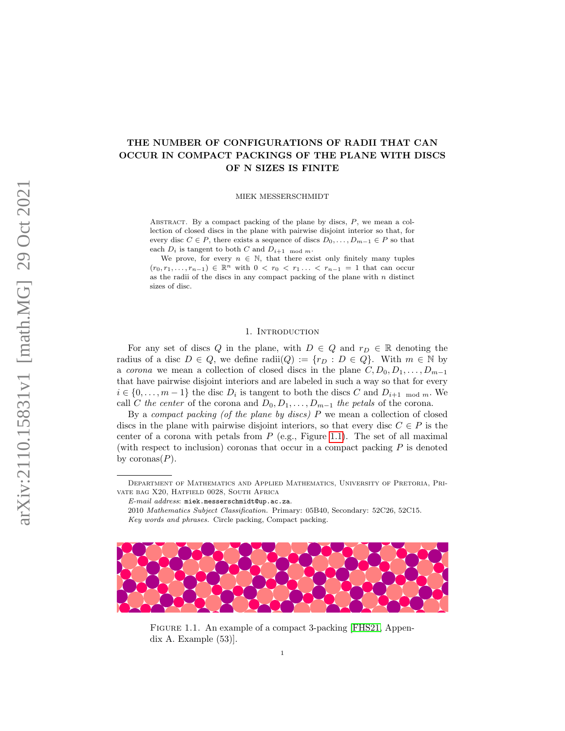# THE NUMBER OF CONFIGURATIONS OF RADII THAT CAN OCCUR IN COMPACT PACKINGS OF THE PLANE WITH DISCS OF N SIZES IS FINITE

MIEK MESSERSCHMIDT

Abstract. By a compact packing of the plane by discs, $P$, we mean a collection of closed discs in the plane with pairwise disjoint interior so that, for every disc $C \in P$, there exists a sequence of discs $D_0, \ldots, D_{m-1} \in P$ so that each $D_i$ is tangent to both $C$ and $D_{i+1 \mod m}$.

We prove, for every $n \in \mathbb{N}$, that there exist only finitely many tuples $(r_0, r_1, \ldots, r_{n-1}) \in \mathbb{R}^n$ with $0 < r_0 < r_1 \ldots < r_{n-1} = 1$ that can occur as the radii of the discs in any compact packing of the plane with $n$ distinct sizes of disc.

## 1. Introduction

For any set of discs $Q$ in the plane, with $D \in Q$ and $r_D \in \mathbb{R}$ denoting the radius of a disc $D \in Q$, we define $\text{radii}(Q) := \{r_D : D \in Q\}$. With $m \in \mathbb{N}$ by a *corona* we mean a collection of closed discs in the plane $C, D_0, D_1, \ldots, D_{m-1}$ that have pairwise disjoint interiors and are labeled in such a way so that for every $i \in \{0, \ldots, m-1\}$ the disc $D_i$ is tangent to both the discs $C$ and $D_{i+1 \mod m}$. We call $C$ *the center* of the corona and $D_0, D_1, \ldots, D_{m-1}$ *the petals* of the corona.

By a *compact packing (of the plane by discs)* $P$ we mean a collection of closed discs in the plane with pairwise disjoint interiors, so that every disc $C \in P$ is the center of a corona with petals from $P$ (e.g., Figure 1.1). The set of all maximal (with respect to inclusion) coronas that occur in a compact packing $P$ is denoted by $\text{coronas}(P)$.

Department of Mathematics and Applied Mathematics, University of Pretoria, Private bag X20, Hatfield 0028, South Africa

*E-mail address*: miek.messerschmidt@up.ac.za.

2010 *Mathematics Subject Classification.* Primary: 05B40, Secondary: 52C26, 52C15.

*Key words and phrases.* Circle packing, Compact packing.

Figure 1.1. An example of a compact 3-packing [FHS21, Appendix A. Example (53)].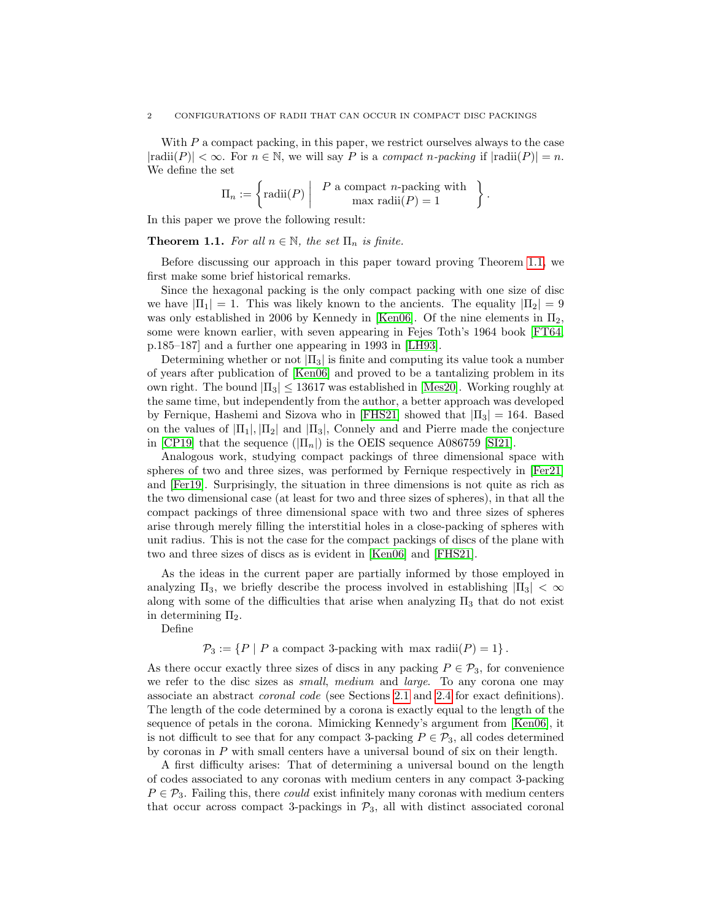With $P$ a compact packing, in this paper, we restrict ourselves always to the case $|\text{radii}(P)| < \infty$. For $n \in \mathbb{N}$, we will say $P$ is a *compact $n$-packing* if $|\text{radii}(P)| = n$. We define the set

$$\Pi_n := \left\{ \text{radii}(P) \;\middle|\; \begin{array}{c} P \text{ a compact } n\text{-packing with} \\ \max \text{radii}(P) = 1 \end{array} \right\}.$$

In this paper we prove the following result:

**Theorem 1.1.** *For all $n \in \mathbb{N}$, the set $\Pi_n$ is finite.*

Before discussing our approach in this paper toward proving Theorem 1.1, we first make some brief historical remarks.

Since the hexagonal packing is the only compact packing with one size of disc we have $|\Pi_1| = 1$. This was likely known to the ancients. The equality $|\Pi_2| = 9$ was only established in 2006 by Kennedy in [Ken06]. Of the nine elements in $\Pi_2$, some were known earlier, with seven appearing in Fejes Toth's 1964 book [FT64, p.185–187] and a further one appearing in 1993 in [LH93].

Determining whether or not $|\Pi_3|$ is finite and computing its value took a number of years after publication of [Ken06] and proved to be a tantalizing problem in its own right. The bound $|\Pi_3| \leq 13617$ was established in [Mes20]. Working roughly at the same time, but independently from the author, a better approach was developed by Fernique, Hashemi and Sizova who in [FHS21] showed that $|\Pi_3| = 164$. Based on the values of $|\Pi_1|, |\Pi_2|$ and $|\Pi_3|$, Connely and and Pierre made the conjecture in [CP19] that the sequence $(|\Pi_n|)$ is the OEIS sequence A086759 [SI21].

Analogous work, studying compact packings of three dimensional space with spheres of two and three sizes, was performed by Fernique respectively in [Fer21] and [Fer19]. Surprisingly, the situation in three dimensions is not quite as rich as the two dimensional case (at least for two and three sizes of spheres), in that all the compact packings of three dimensional space with two and three sizes of spheres arise through merely filling the interstitial holes in a close-packing of spheres with unit radius. This is not the case for the compact packings of discs of the plane with two and three sizes of discs as is evident in [Ken06] and [FHS21].

As the ideas in the current paper are partially informed by those employed in analyzing $\Pi_3$, we briefly describe the process involved in establishing $|\Pi_3| < \infty$ along with some of the difficulties that arise when analyzing $\Pi_3$ that do not exist in determining $\Pi_2$.

Define

$$\mathcal{P}_3 := \{P \mid P \text{ a compact 3-packing with } \max \text{radii}(P) = 1\}.$$

As there occur exactly three sizes of discs in any packing $P \in \mathcal{P}_3$, for convenience we refer to the disc sizes as *small*, *medium* and *large*. To any corona one may associate an abstract *coronal code* (see Sections 2.1 and 2.4 for exact definitions). The length of the code determined by a corona is exactly equal to the length of the sequence of petals in the corona. Mimicking Kennedy's argument from [Ken06], it is not difficult to see that for any compact 3-packing $P \in \mathcal{P}_3$, all codes determined by coronas in $P$ with small centers have a universal bound of six on their length.

A first difficulty arises: That of determining a universal bound on the length of codes associated to any coronas with medium centers in any compact 3-packing $P \in \mathcal{P}_3$. Failing this, there *could* exist infinitely many coronas with medium centers that occur across compact 3-packings in $\mathcal{P}_3$, all with distinct associated coronal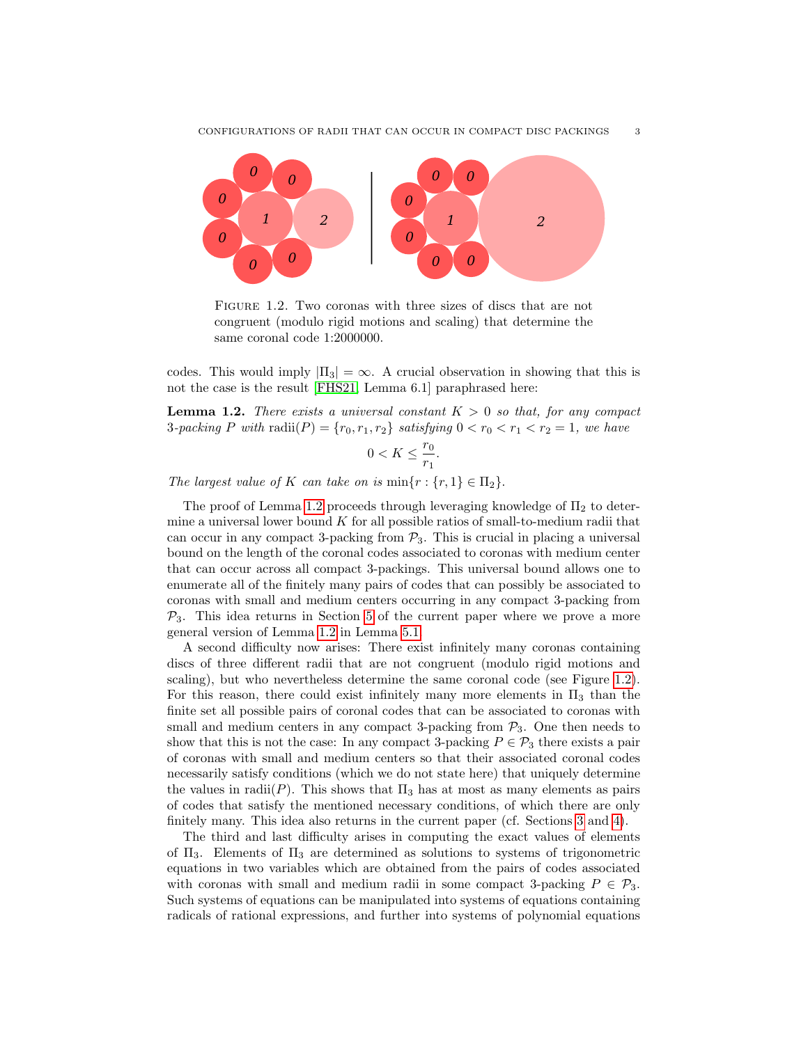Figure 1.2. Two coronas with three sizes of discs that are not congruent (modulo rigid motions and scaling) that determine the same coronal code 1:2000000.

codes. This would imply $|\Pi_3| = \infty$. A crucial observation in showing that this is not the case is the result [FHS21, Lemma 6.1] paraphrased here:

**Lemma 1.2.** *There exists a universal constant $K > 0$ so that, for any compact 3-packing $P$ with* $\text{radii}(P) = \{r_0, r_1, r_2\}$ *satisfying $0 < r_0 < r_1 < r_2 = 1$, we have*

$$0 < K \leq \frac{r_0}{r_1}.$$

*The largest value of $K$ can take on is $\min\{r : \{r, 1\} \in \Pi_2\}$.*

The proof of Lemma 1.2 proceeds through leveraging knowledge of $\Pi_2$ to determine a universal lower bound $K$ for all possible ratios of small-to-medium radii that can occur in any compact 3-packing from $\mathcal{P}_3$. This is crucial in placing a universal bound on the length of the coronal codes associated to coronas with medium center that can occur across all compact 3-packings. This universal bound allows one to enumerate all of the finitely many pairs of codes that can possibly be associated to coronas with small and medium centers occurring in any compact 3-packing from $\mathcal{P}_3$. This idea returns in Section 5 of the current paper where we prove a more general version of Lemma 1.2 in Lemma 5.1.

A second difficulty now arises: There exist infinitely many coronas containing discs of three different radii that are not congruent (modulo rigid motions and scaling), but who nevertheless determine the same coronal code (see Figure 1.2). For this reason, there could exist infinitely many more elements in $\Pi_3$ than the finite set all possible pairs of coronal codes that can be associated to coronas with small and medium centers in any compact 3-packing from $\mathcal{P}_3$. One then needs to show that this is not the case: In any compact 3-packing $P \in \mathcal{P}_3$ there exists a pair of coronas with small and medium centers so that their associated coronal codes necessarily satisfy conditions (which we do not state here) that uniquely determine the values in radii$(P)$. This shows that $\Pi_3$ has at most as many elements as pairs of codes that satisfy the mentioned necessary conditions, of which there are only finitely many. This idea also returns in the current paper (cf. Sections 3 and 4).

The third and last difficulty arises in computing the exact values of elements of $\Pi_3$. Elements of $\Pi_3$ are determined as solutions to systems of trigonometric equations in two variables which are obtained from the pairs of codes associated with coronas with small and medium radii in some compact 3-packing $P \in \mathcal{P}_3$. Such systems of equations can be manipulated into systems of equations containing radicals of rational expressions, and further into systems of polynomial equations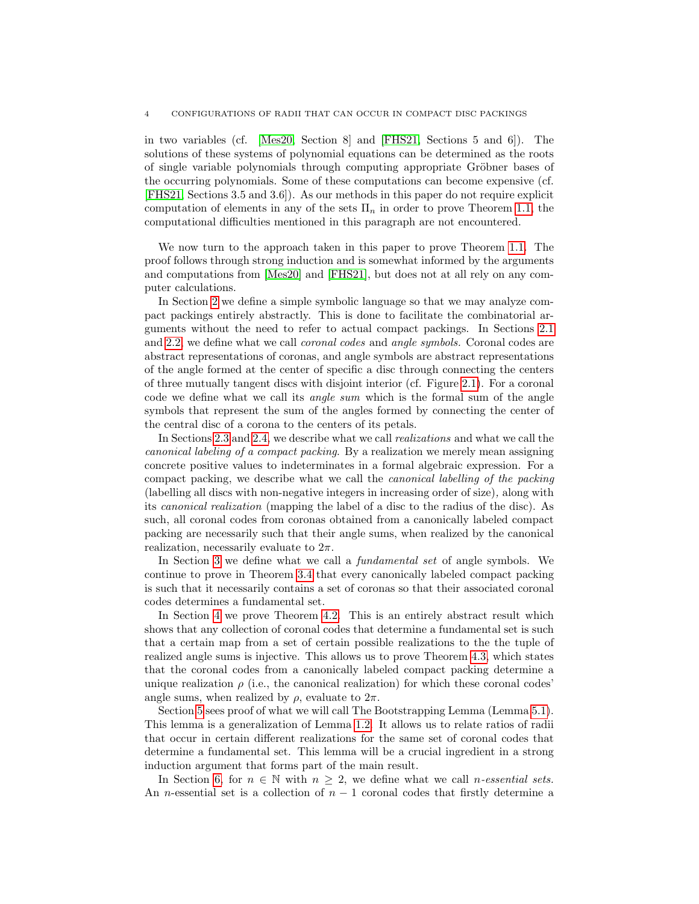in two variables (cf. [Mes20, Section 8] and [FHS21, Sections 5 and 6]). The solutions of these systems of polynomial equations can be determined as the roots of single variable polynomials through computing appropriate Gröbner bases of the occurring polynomials. Some of these computations can become expensive (cf. [FHS21, Sections 3.5 and 3.6]). As our methods in this paper do not require explicit computation of elements in any of the sets $\Pi_n$ in order to prove Theorem 1.1, the computational difficulties mentioned in this paragraph are not encountered.

We now turn to the approach taken in this paper to prove Theorem 1.1. The proof follows through strong induction and is somewhat informed by the arguments and computations from [Mes20] and [FHS21], but does not at all rely on any computer calculations.

In Section 2 we define a simple symbolic language so that we may analyze compact packings entirely abstractly. This is done to facilitate the combinatorial arguments without the need to refer to actual compact packings. In Sections 2.1 and 2.2, we define what we call *coronal codes* and *angle symbols*. Coronal codes are abstract representations of coronas, and angle symbols are abstract representations of the angle formed at the center of specific a disc through connecting the centers of three mutually tangent discs with disjoint interior (cf. Figure 2.1). For a coronal code we define what we call its *angle sum* which is the formal sum of the angle symbols that represent the sum of the angles formed by connecting the center of the central disc of a corona to the centers of its petals.

In Sections 2.3 and 2.4, we describe what we call *realizations* and what we call the *canonical labeling of a compact packing*. By a realization we merely mean assigning concrete positive values to indeterminates in a formal algebraic expression. For a compact packing, we describe what we call the *canonical labelling of the packing* (labelling all discs with non-negative integers in increasing order of size), along with its *canonical realization* (mapping the label of a disc to the radius of the disc). As such, all coronal codes from coronas obtained from a canonically labeled compact packing are necessarily such that their angle sums, when realized by the canonical realization, necessarily evaluate to $2\pi$.

In Section 3 we define what we call a *fundamental set* of angle symbols. We continue to prove in Theorem 3.4 that every canonically labeled compact packing is such that it necessarily contains a set of coronas so that their associated coronal codes determines a fundamental set.

In Section 4 we prove Theorem 4.2. This is an entirely abstract result which shows that any collection of coronal codes that determine a fundamental set is such that a certain map from a set of certain possible realizations to the the tuple of realized angle sums is injective. This allows us to prove Theorem 4.3, which states that the coronal codes from a canonically labeled compact packing determine a unique realization $\rho$ (i.e., the canonical realization) for which these coronal codes' angle sums, when realized by $\rho$, evaluate to $2\pi$.

Section 5 sees proof of what we will call The Bootstrapping Lemma (Lemma 5.1). This lemma is a generalization of Lemma 1.2. It allows us to relate ratios of radii that occur in certain different realizations for the same set of coronal codes that determine a fundamental set. This lemma will be a crucial ingredient in a strong induction argument that forms part of the main result.

In Section 6, for $n \in \mathbb{N}$ with $n \geq 2$, we define what we call *n-essential sets*. An $n$-essential set is a collection of $n-1$ coronal codes that firstly determine a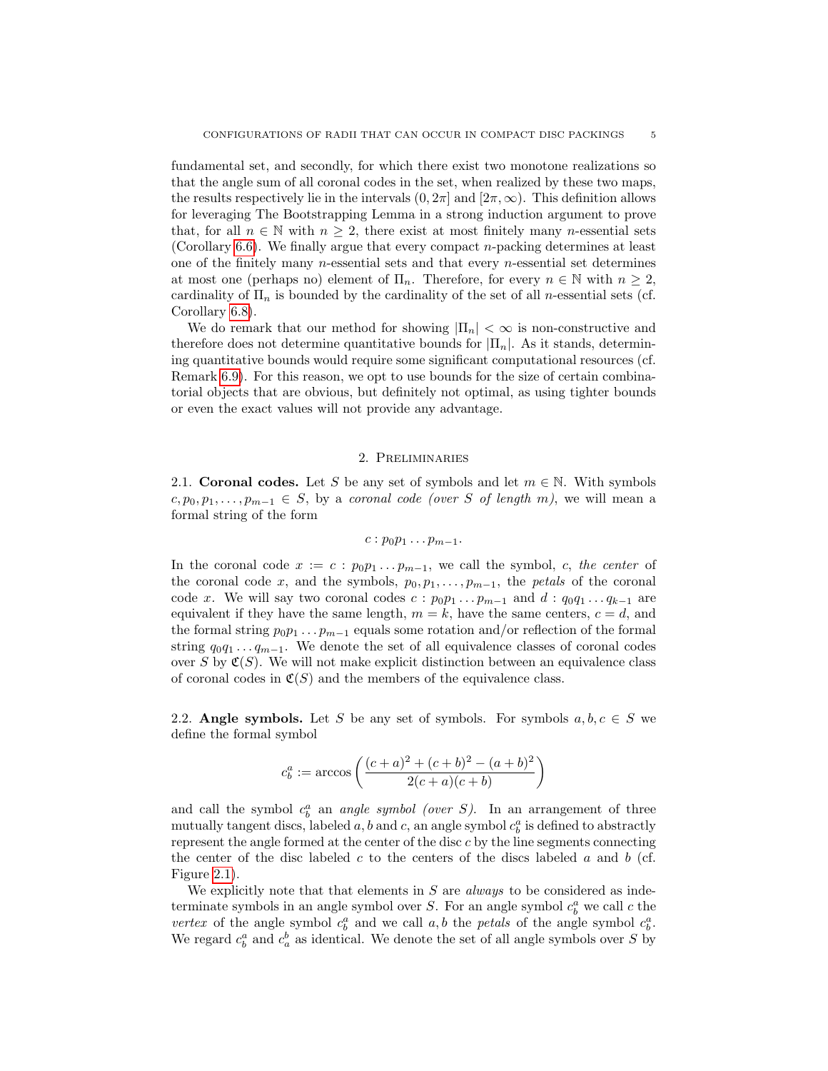fundamental set, and secondly, for which there exist two monotone realizations so that the angle sum of all coronal codes in the set, when realized by these two maps, the results respectively lie in the intervals $(0, 2\pi]$ and $[2\pi, \infty)$. This definition allows for leveraging The Bootstrapping Lemma in a strong induction argument to prove that, for all $n \in \mathbb{N}$ with $n \geq 2$, there exist at most finitely many $n$-essential sets (Corollary 6.6). We finally argue that every compact $n$-packing determines at least one of the finitely many $n$-essential sets and that every $n$-essential set determines at most one (perhaps no) element of $\Pi_n$. Therefore, for every $n \in \mathbb{N}$ with $n \geq 2$, cardinality of $\Pi_n$ is bounded by the cardinality of the set of all $n$-essential sets (cf. Corollary 6.8).

We do remark that our method for showing $|\Pi_n| < \infty$ is non-constructive and therefore does not determine quantitative bounds for $|\Pi_n|$. As it stands, determining quantitative bounds would require some significant computational resources (cf. Remark 6.9). For this reason, we opt to use bounds for the size of certain combinatorial objects that are obvious, but definitely not optimal, as using tighter bounds or even the exact values will not provide any advantage.

## 2. Preliminaries

**2.1. Coronal codes.** Let $S$ be any set of symbols and let $m \in \mathbb{N}$. With symbols $c, p_0, p_1, \ldots, p_{m-1} \in S$, by a *coronal code (over $S$ of length $m$)*, we will mean a formal string of the form

$$c : p_0 p_1 \ldots p_{m-1}.$$

In the coronal code $x := c : p_0 p_1 \ldots p_{m-1}$, we call the symbol, $c$, *the center* of the coronal code $x$, and the symbols, $p_0, p_1, \ldots, p_{m-1}$, the *petals* of the coronal code $x$. We will say two coronal codes $c : p_0 p_1 \ldots p_{m-1}$ and $d : q_0 q_1 \ldots q_{k-1}$ are equivalent if they have the same length, $m = k$, have the same centers, $c = d$, and the formal string $p_0 p_1 \ldots p_{m-1}$ equals some rotation and/or reflection of the formal string $q_0 q_1 \ldots q_{m-1}$. We denote the set of all equivalence classes of coronal codes over $S$ by $\mathfrak{C}(S)$. We will not make explicit distinction between an equivalence class of coronal codes in $\mathfrak{C}(S)$ and the members of the equivalence class.

**2.2. Angle symbols.** Let $S$ be any set of symbols. For symbols $a, b, c \in S$ we define the formal symbol

$$c_b^a := \arccos\left(\frac{(c+a)^2 + (c+b)^2 - (a+b)^2}{2(c+a)(c+b)}\right)$$

and call the symbol $c_b^a$ an *angle symbol (over $S$)*. In an arrangement of three mutually tangent discs, labeled $a, b$ and $c$, an angle symbol $c_b^a$ is defined to abstractly represent the angle formed at the center of the disc $c$ by the line segments connecting the center of the disc labeled $c$ to the centers of the discs labeled $a$ and $b$ (cf. Figure 2.1).

We explicitly note that that elements in $S$ are *always* to be considered as indeterminate symbols in an angle symbol over $S$. For an angle symbol $c_b^a$ we call $c$ the *vertex* of the angle symbol $c_b^a$ and we call $a, b$ the *petals* of the angle symbol $c_b^a$. We regard $c_b^a$ and $c_a^b$ as identical. We denote the set of all angle symbols over $S$ by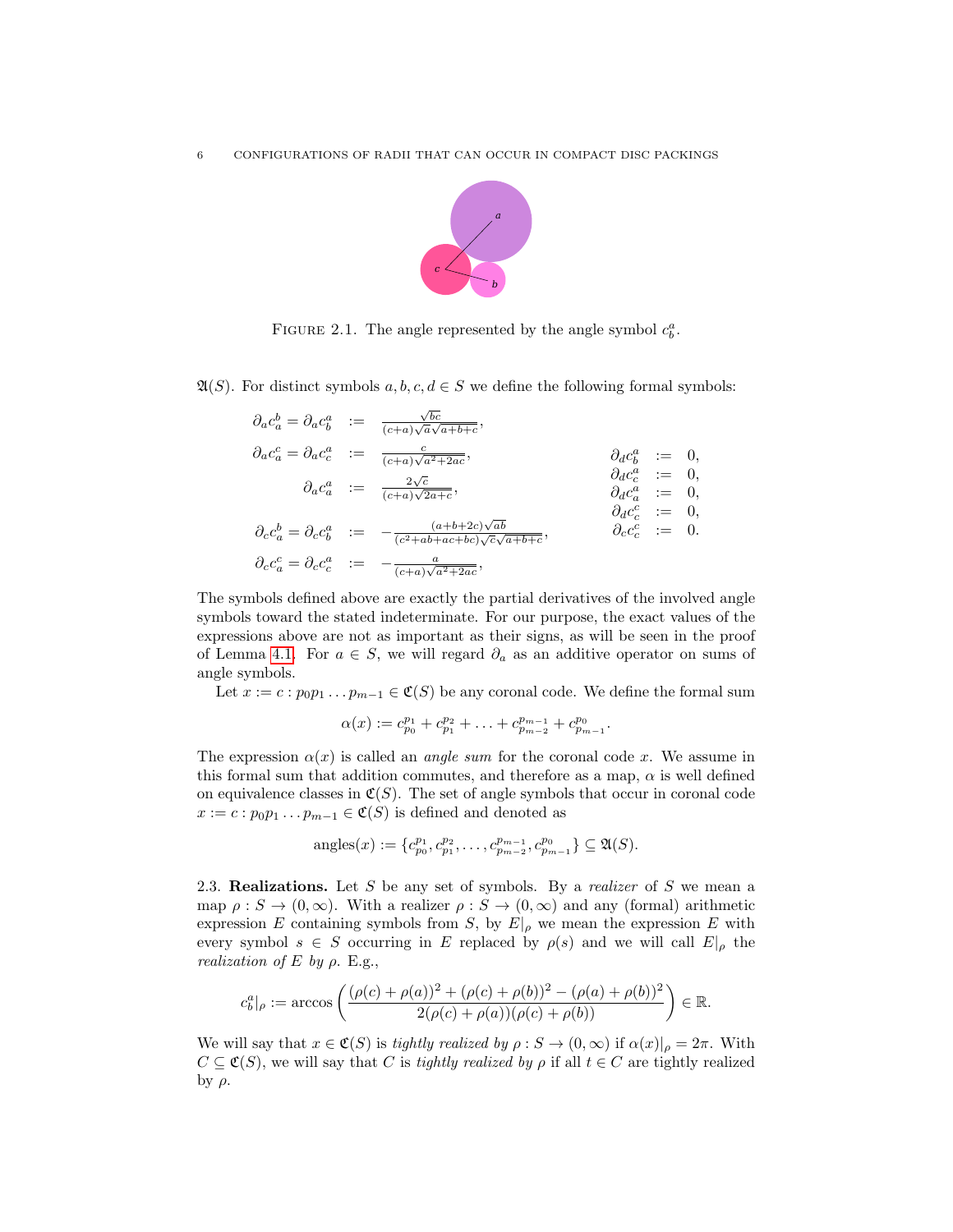FIGURE 2.1. The angle represented by the angle symbol $c^a_b$.

$\mathfrak{A}(S)$. For distinct symbols $a, b, c, d \in S$ we define the following formal symbols:

$$
\begin{aligned}
\partial_a c^b_a = \partial_a c^a_b &:= \frac{\sqrt{bc}}{(c+a)\sqrt{a}\sqrt{a+b+c}}, \\
\partial_a c^c_a = \partial_a c^a_c &:= \frac{c}{(c+a)\sqrt{a^2+2ac}}, \\
\partial_a c^a_a &:= \frac{2\sqrt{c}}{(c+a)\sqrt{2a+c}}, \\
\partial_c c^b_a = \partial_c c^a_b &:= -\frac{(a+b+2c)\sqrt{ab}}{(c^2+ab+ac+bc)\sqrt{c}\sqrt{a+b+c}}, \\
\partial_c c^c_a = \partial_c c^a_c &:= -\frac{a}{(c+a)\sqrt{a^2+2ac}},
\end{aligned}
\qquad
\begin{aligned}
\partial_d c^a_b &:= 0, \\
\partial_d c^a_c &:= 0, \\
\partial_d c^a_a &:= 0, \\
\partial_d c^c_c &:= 0, \\
\partial_c c^c_c &:= 0.
\end{aligned}
$$

The symbols defined above are exactly the partial derivatives of the involved angle symbols toward the stated indeterminate. For our purpose, the exact values of the expressions above are not as important as their signs, as will be seen in the proof of Lemma 4.1. For $a \in S$, we will regard $\partial_a$ as an additive operator on sums of angle symbols.

Let $x := c : p_0 p_1 \ldots p_{m-1} \in \mathfrak{C}(S)$ be any coronal code. We define the formal sum

$$\alpha(x) := c^{p_1}_{p_0} + c^{p_2}_{p_1} + \ldots + c^{p_{m-1}}_{p_{m-2}} + c^{p_0}_{p_{m-1}}.$$

The expression $\alpha(x)$ is called an *angle sum* for the coronal code $x$. We assume in this formal sum that addition commutes, and therefore as a map, $\alpha$ is well defined on equivalence classes in $\mathfrak{C}(S)$. The set of angle symbols that occur in coronal code $x := c : p_0 p_1 \ldots p_{m-1} \in \mathfrak{C}(S)$ is defined and denoted as

$$\text{angles}(x) := \{c^{p_1}_{p_0}, c^{p_2}_{p_1}, \ldots, c^{p_{m-1}}_{p_{m-2}}, c^{p_0}_{p_{m-1}}\} \subseteq \mathfrak{A}(S).$$

**2.3. Realizations.** Let $S$ be any set of symbols. By a *realizer* of $S$ we mean a map $\rho : S \to (0, \infty)$. With a realizer $\rho : S \to (0, \infty)$ and any (formal) arithmetic expression $E$ containing symbols from $S$, by $E|_\rho$ we mean the expression $E$ with every symbol $s \in S$ occurring in $E$ replaced by $\rho(s)$ and we will call $E|_\rho$ the *realization of $E$ by $\rho$*. E.g.,

$$c^a_b|_\rho := \arccos\left(\frac{(\rho(c)+\rho(a))^2 + (\rho(c)+\rho(b))^2 - (\rho(a)+\rho(b))^2}{2(\rho(c)+\rho(a))(\rho(c)+\rho(b))}\right) \in \mathbb{R}.$$

We will say that $x \in \mathfrak{C}(S)$ is *tightly realized by* $\rho : S \to (0, \infty)$ if $\alpha(x)|_\rho = 2\pi$. With $C \subseteq \mathfrak{C}(S)$, we will say that $C$ is *tightly realized by* $\rho$ if all $t \in C$ are tightly realized by $\rho$.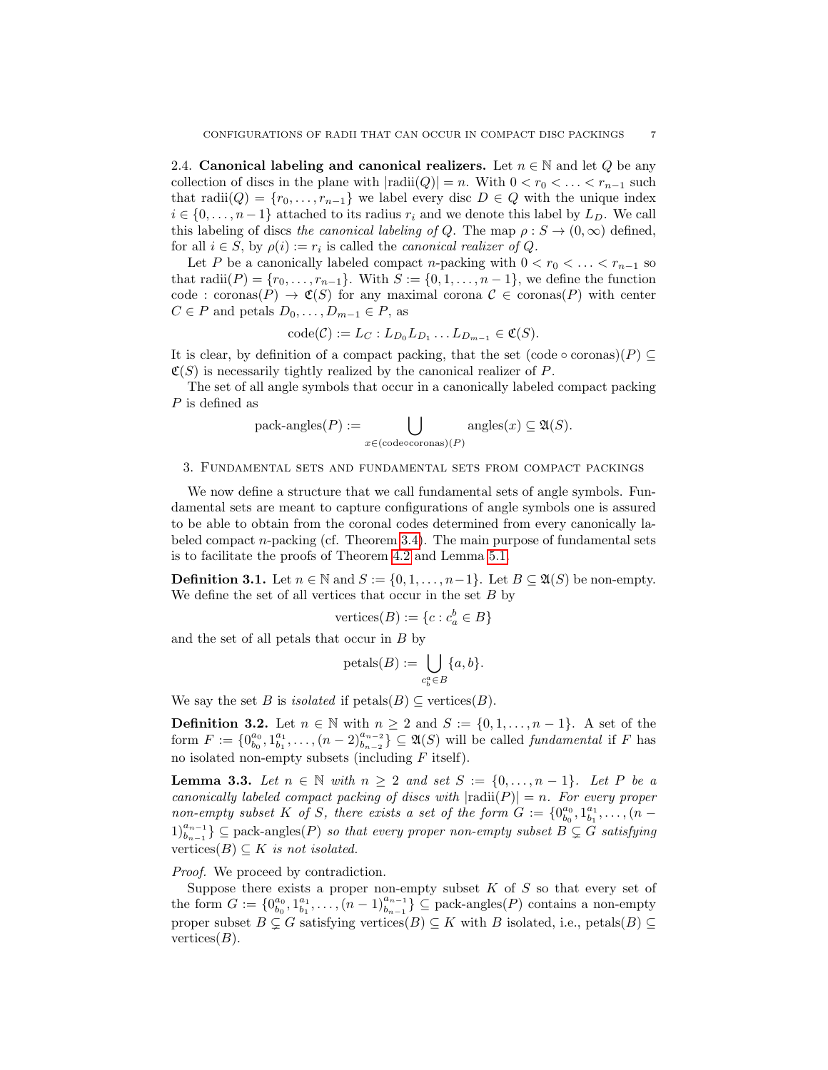2.4. **Canonical labeling and canonical realizers.** Let $n \in \mathbb{N}$ and let $Q$ be any collection of discs in the plane with $|\text{radii}(Q)| = n$. With $0 < r_0 < \ldots < r_{n-1}$ such that $\text{radii}(Q) = \{r_0, \ldots, r_{n-1}\}$ we label every disc $D \in Q$ with the unique index $i \in \{0, \ldots, n-1\}$ attached to its radius $r_i$ and we denote this label by $L_D$. We call this labeling of discs *the canonical labeling of* $Q$. The map $\rho : S \to (0, \infty)$ defined, for all $i \in S$, by $\rho(i) := r_i$ is called the *canonical realizer of* $Q$.

Let $P$ be a canonically labeled compact $n$-packing with $0 < r_0 < \ldots < r_{n-1}$ so that $\text{radii}(P) = \{r_0, \ldots, r_{n-1}\}$. With $S := \{0, 1, \ldots, n-1\}$, we define the function $\text{code} : \text{coronas}(P) \to \mathfrak{C}(S)$ for any maximal corona $\mathcal{C} \in \text{coronas}(P)$ with center $C \in P$ and petals $D_0, \ldots, D_{m-1} \in P$, as

$$\text{code}(\mathcal{C}) := L_C : L_{D_0} L_{D_1} \ldots L_{D_{m-1}} \in \mathfrak{C}(S).$$

It is clear, by definition of a compact packing, that the set $(\text{code} \circ \text{coronas})(P) \subseteq \mathfrak{C}(S)$ is necessarily tightly realized by the canonical realizer of $P$.

The set of all angle symbols that occur in a canonically labeled compact packing $P$ is defined as

$$\text{pack-angles}(P) := \bigcup_{x \in (\text{code} \circ \text{coronas})(P)} \text{angles}(x) \subseteq \mathfrak{A}(S).$$

## 3. Fundamental sets and fundamental sets from compact packings

We now define a structure that we call fundamental sets of angle symbols. Fundamental sets are meant to capture configurations of angle symbols one is assured to be able to obtain from the coronal codes determined from every canonically labeled compact $n$-packing (cf. Theorem 3.4). The main purpose of fundamental sets is to facilitate the proofs of Theorem 4.2 and Lemma 5.1.

**Definition 3.1.** Let $n \in \mathbb{N}$ and $S := \{0, 1, \ldots, n-1\}$. Let $B \subseteq \mathfrak{A}(S)$ be non-empty. We define the set of all vertices that occur in the set $B$ by

$$\text{vertices}(B) := \{c : c_a^b \in B\}$$

and the set of all petals that occur in $B$ by

$$\text{petals}(B) := \bigcup_{c_b^a \in B} \{a, b\}.$$

We say the set $B$ is *isolated* if $\text{petals}(B) \subseteq \text{vertices}(B)$.

**Definition 3.2.** Let $n \in \mathbb{N}$ with $n \geq 2$ and $S := \{0, 1, \ldots, n-1\}$. A set of the form $F := \{0_{b_0}^{a_0}, 1_{b_1}^{a_1}, \ldots, (n-2)_{b_{n-2}}^{a_{n-2}}\} \subseteq \mathfrak{A}(S)$ will be called *fundamental* if $F$ has no isolated non-empty subsets (including $F$ itself).

**Lemma 3.3.** *Let $n \in \mathbb{N}$ with $n \geq 2$ and set $S := \{0, \ldots, n-1\}$. Let $P$ be a canonically labeled compact packing of discs with $|\text{radii}(P)| = n$. For every proper non-empty subset $K$ of $S$, there exists a set of the form $G := \{0_{b_0}^{a_0}, 1_{b_1}^{a_1}, \ldots, (n-1)_{b_{n-1}}^{a_{n-1}}\} \subseteq \text{pack-angles}(P)$ so that every proper non-empty subset $B \subsetneq G$ satisfying $\text{vertices}(B) \subseteq K$ is not isolated.*

*Proof.* We proceed by contradiction.

Suppose there exists a proper non-empty subset $K$ of $S$ so that every set of the form $G := \{0_{b_0}^{a_0}, 1_{b_1}^{a_1}, \ldots, (n-1)_{b_{n-1}}^{a_{n-1}}\} \subseteq \text{pack-angles}(P)$ contains a non-empty proper subset $B \subsetneq G$ satisfying $\text{vertices}(B) \subseteq K$ with $B$ isolated, i.e., $\text{petals}(B) \subseteq \text{vertices}(B)$.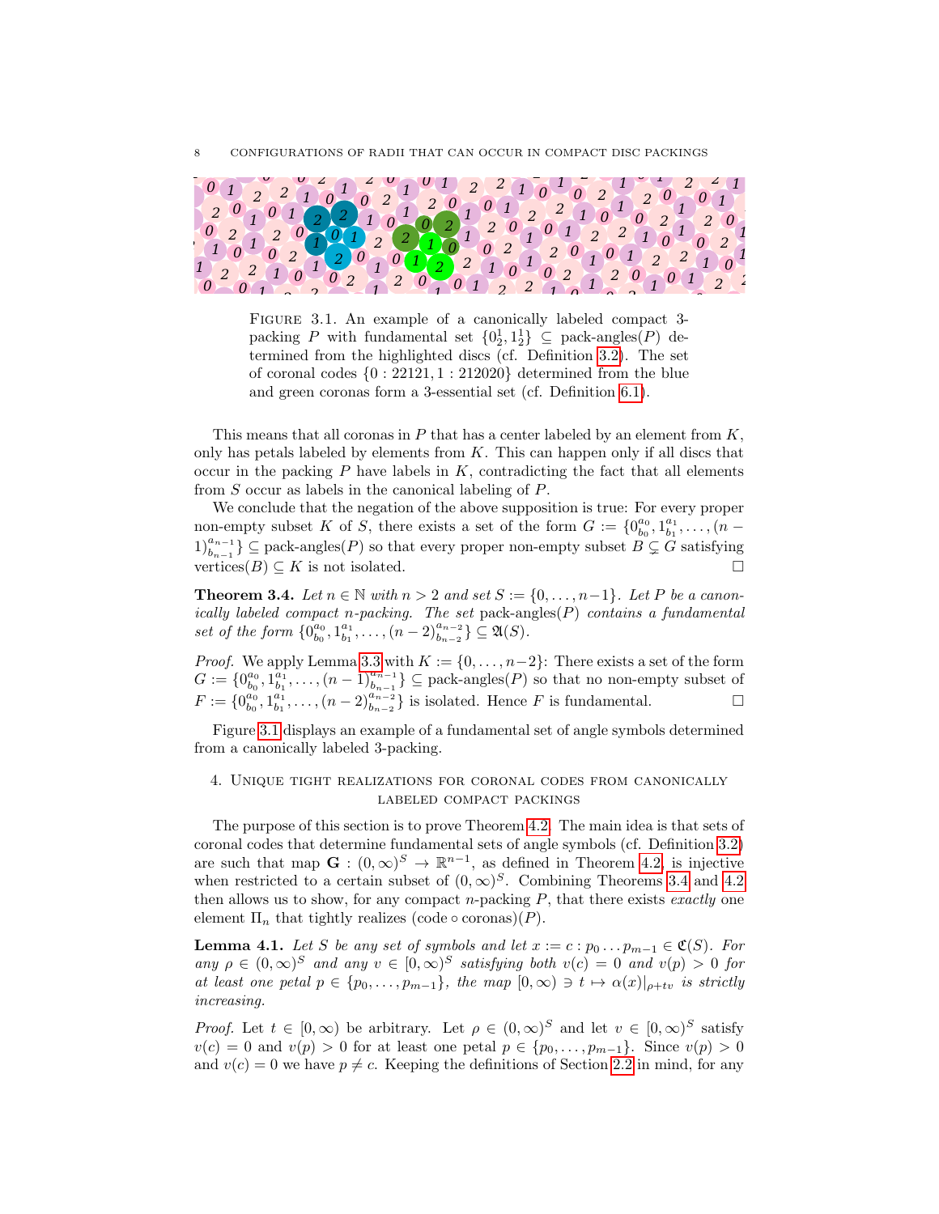FIGURE 3.1. An example of a canonically labeled compact 3-packing $P$ with fundamental set $\{0_2^1, 1_2^1\} \subseteq \text{pack-angles}(P)$ determined from the highlighted discs (cf. Definition 3.2). The set of coronal codes $\{0 : 22121, 1 : 212020\}$ determined from the blue and green coronas form a 3-essential set (cf. Definition 6.1).

This means that all coronas in $P$ that has a center labeled by an element from $K$, only has petals labeled by elements from $K$. This can happen only if all discs that occur in the packing $P$ have labels in $K$, contradicting the fact that all elements from $S$ occur as labels in the canonical labeling of $P$.

We conclude that the negation of the above supposition is true: For every proper non-empty subset $K$ of $S$, there exists a set of the form $G := \{0_{b_0}^{a_0}, 1_{b_1}^{a_1}, \ldots, (n-1)_{b_{n-1}}^{a_{n-1}}\} \subseteq \text{pack-angles}(P)$ so that every proper non-empty subset $B \subsetneq G$ satisfying $\text{vertices}(B) \subseteq K$ is not isolated. $\square$

**Theorem 3.4.** *Let $n \in \mathbb{N}$ with $n > 2$ and set $S := \{0, \ldots, n-1\}$. Let $P$ be a canonically labeled compact $n$-packing. The set* $\text{pack-angles}(P)$ *contains a fundamental set of the form $\{0_{b_0}^{a_0}, 1_{b_1}^{a_1}, \ldots, (n-2)_{b_{n-2}}^{a_{n-2}}\} \subseteq \mathfrak{A}(S)$.*

*Proof.* We apply Lemma 3.3 with $K := \{0, \ldots, n-2\}$: There exists a set of the form $G := \{0_{b_0}^{a_0}, 1_{b_1}^{a_1}, \ldots, (n-1)_{b_{n-1}}^{a_{n-1}}\} \subseteq \text{pack-angles}(P)$ so that no non-empty subset of $F := \{0_{b_0}^{a_0}, 1_{b_1}^{a_1}, \ldots, (n-2)_{b_{n-2}}^{a_{n-2}}\}$ is isolated. Hence $F$ is fundamental. $\square$

Figure 3.1 displays an example of a fundamental set of angle symbols determined from a canonically labeled 3-packing.

## 4. Unique tight realizations for coronal codes from canonically labeled compact packings

The purpose of this section is to prove Theorem 4.2. The main idea is that sets of coronal codes that determine fundamental sets of angle symbols (cf. Definition 3.2) are such that map $\mathbf{G} : (0, \infty)^S \to \mathbb{R}^{n-1}$, as defined in Theorem 4.2, is injective when restricted to a certain subset of $(0, \infty)^S$. Combining Theorems 3.4 and 4.2 then allows us to show, for any compact $n$-packing $P$, that there exists *exactly* one element $\Pi_n$ that tightly realizes $(\text{code} \circ \text{coronas})(P)$.

**Lemma 4.1.** *Let $S$ be any set of symbols and let $x := c : p_0 \ldots p_{m-1} \in \mathfrak{C}(S)$. For any $\rho \in (0, \infty)^S$ and any $v \in [0, \infty)^S$ satisfying both $v(c) = 0$ and $v(p) > 0$ for at least one petal $p \in \{p_0, \ldots, p_{m-1}\}$, the map $[0, \infty) \ni t \mapsto \alpha(x)|_{\rho+tv}$ is strictly increasing.*

*Proof.* Let $t \in [0, \infty)$ be arbitrary. Let $\rho \in (0, \infty)^S$ and let $v \in [0, \infty)^S$ satisfy $v(c) = 0$ and $v(p) > 0$ for at least one petal $p \in \{p_0, \ldots, p_{m-1}\}$. Since $v(p) > 0$ and $v(c) = 0$ we have $p \neq c$. Keeping the definitions of Section 2.2 in mind, for any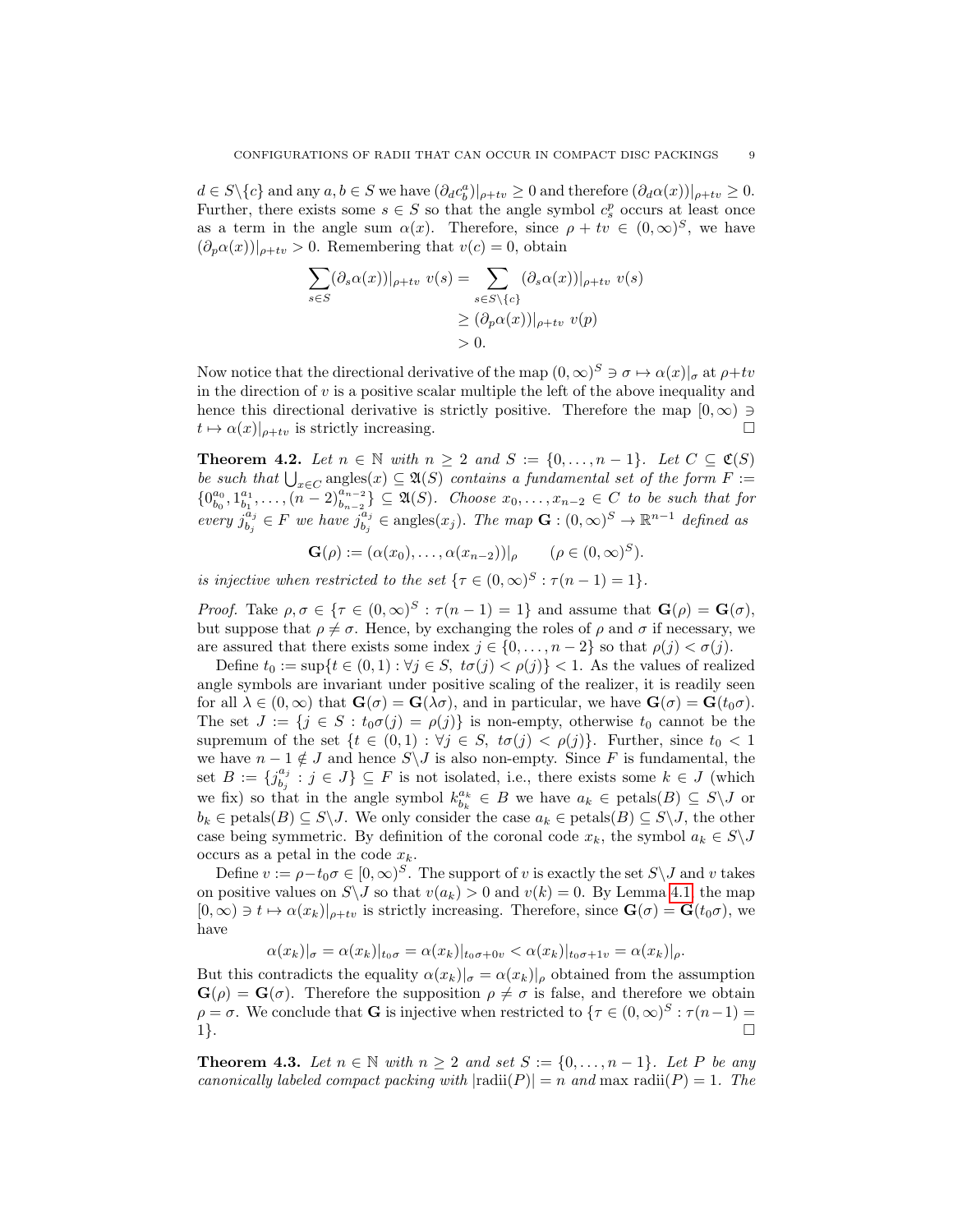$d \in S\backslash\{c\}$ and any $a, b \in S$ we have $(\partial_d c_b^a)|_{\rho+tv} \geq 0$ and therefore $(\partial_d \alpha(x))|_{\rho+tv} \geq 0$. Further, there exists some $s \in S$ so that the angle symbol $c_s^p$ occurs at least once as a term in the angle sum $\alpha(x)$. Therefore, since $\rho + tv \in (0,\infty)^S$, we have $(\partial_p \alpha(x))|_{\rho+tv} > 0$. Remembering that $v(c) = 0$, obtain

$$
\begin{aligned}
\sum_{s \in S} (\partial_s \alpha(x))|_{\rho+tv}\ v(s) &= \sum_{s \in S\backslash\{c\}} (\partial_s \alpha(x))|_{\rho+tv}\ v(s) \\
&\geq (\partial_p \alpha(x))|_{\rho+tv}\ v(p) \\
&> 0.
\end{aligned}
$$

Now notice that the directional derivative of the map $(0,\infty)^S \ni \sigma \mapsto \alpha(x)|_\sigma$ at $\rho+tv$ in the direction of $v$ is a positive scalar multiple the left of the above inequality and hence this directional derivative is strictly positive. Therefore the map $[0,\infty) \ni t \mapsto \alpha(x)|_{\rho+tv}$ is strictly increasing. $\square$

**Theorem 4.2.** *Let $n \in \mathbb{N}$ with $n \geq 2$ and $S := \{0, \ldots, n-1\}$. Let $C \subseteq \mathfrak{C}(S)$ be such that $\bigcup_{x \in C} \text{angles}(x) \subseteq \mathfrak{A}(S)$ contains a fundamental set of the form $F := \{0_{b_0}^{a_0}, 1_{b_1}^{a_1}, \ldots, (n-2)_{b_{n-2}}^{a_{n-2}}\} \subseteq \mathfrak{A}(S)$. Choose $x_0, \ldots, x_{n-2} \in C$ to be such that for every $j_{b_j}^{a_j} \in F$ we have $j_{b_j}^{a_j} \in \text{angles}(x_j)$. The map $\mathbf{G} : (0,\infty)^S \to \mathbb{R}^{n-1}$ defined as*

$$
\mathbf{G}(\rho) := (\alpha(x_0), \ldots, \alpha(x_{n-2}))|_\rho \qquad (\rho \in (0,\infty)^S).
$$

*is injective when restricted to the set $\{\tau \in (0,\infty)^S : \tau(n-1) = 1\}$.*

*Proof.* Take $\rho, \sigma \in \{\tau \in (0,\infty)^S : \tau(n-1) = 1\}$ and assume that $\mathbf{G}(\rho) = \mathbf{G}(\sigma)$, but suppose that $\rho \neq \sigma$. Hence, by exchanging the roles of $\rho$ and $\sigma$ if necessary, we are assured that there exists some index $j \in \{0, \ldots, n-2\}$ so that $\rho(j) < \sigma(j)$.

Define $t_0 := \sup\{t \in (0,1) : \forall j \in S,\ t\sigma(j) < \rho(j)\} < 1$. As the values of realized angle symbols are invariant under positive scaling of the realizer, it is readily seen for all $\lambda \in (0,\infty)$ that $\mathbf{G}(\sigma) = \mathbf{G}(\lambda\sigma)$, and in particular, we have $\mathbf{G}(\sigma) = \mathbf{G}(t_0\sigma)$. The set $J := \{j \in S : t_0\sigma(j) = \rho(j)\}$ is non-empty, otherwise $t_0$ cannot be the supremum of the set $\{t \in (0,1) : \forall j \in S,\ t\sigma(j) < \rho(j)\}$. Further, since $t_0 < 1$ we have $n-1 \notin J$ and hence $S\backslash J$ is also non-empty. Since $F$ is fundamental, the set $B := \{j_{b_j}^{a_j} : j \in J\} \subseteq F$ is not isolated, i.e., there exists some $k \in J$ (which we fix) so that in the angle symbol $k_{b_k}^{a_k} \in B$ we have $a_k \in \text{petals}(B) \subseteq S\backslash J$ or $b_k \in \text{petals}(B) \subseteq S\backslash J$. We only consider the case $a_k \in \text{petals}(B) \subseteq S\backslash J$, the other case being symmetric. By definition of the coronal code $x_k$, the symbol $a_k \in S\backslash J$ occurs as a petal in the code $x_k$.

Define $v := \rho - t_0\sigma \in [0,\infty)^S$. The support of $v$ is exactly the set $S\backslash J$ and $v$ takes on positive values on $S\backslash J$ so that $v(a_k) > 0$ and $v(k) = 0$. By Lemma 4.1 the map $[0,\infty) \ni t \mapsto \alpha(x_k)|_{\rho+tv}$ is strictly increasing. Therefore, since $\mathbf{G}(\sigma) = \mathbf{G}(t_0\sigma)$, we have

$$
\alpha(x_k)|_\sigma = \alpha(x_k)|_{t_0\sigma} = \alpha(x_k)|_{t_0\sigma+0v} < \alpha(x_k)|_{t_0\sigma+1v} = \alpha(x_k)|_\rho.
$$

But this contradicts the equality $\alpha(x_k)|_\sigma = \alpha(x_k)|_\rho$ obtained from the assumption $\mathbf{G}(\rho) = \mathbf{G}(\sigma)$. Therefore the supposition $\rho \neq \sigma$ is false, and therefore we obtain $\rho = \sigma$. We conclude that $\mathbf{G}$ is injective when restricted to $\{\tau \in (0,\infty)^S : \tau(n-1) = 1\}$. $\square$

**Theorem 4.3.** *Let $n \in \mathbb{N}$ with $n \geq 2$ and set $S := \{0, \ldots, n-1\}$. Let $P$ be any canonically labeled compact packing with $|\text{radii}(P)| = n$ and $\max \text{radii}(P) = 1$. The*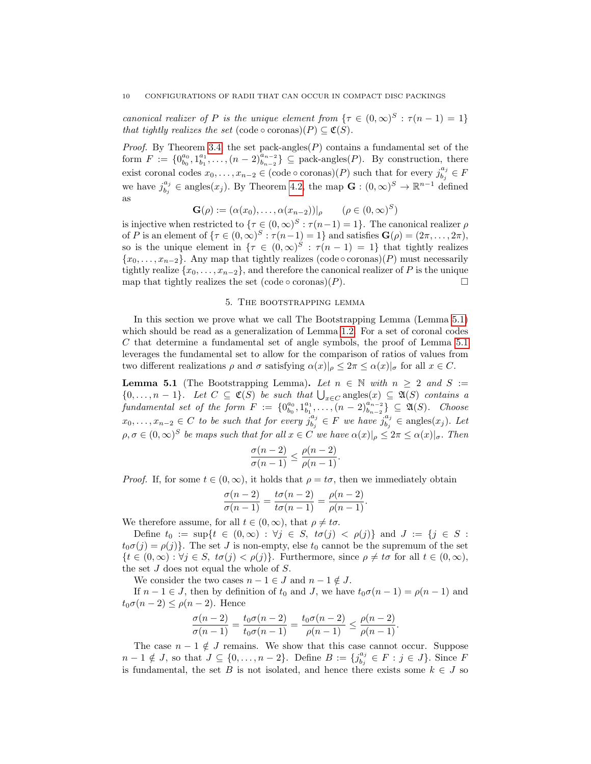*canonical realizer of $P$ is the unique element from $\{\tau \in (0,\infty)^S : \tau(n-1) = 1\}$ that tightly realizes the set* $(\mathrm{code} \circ \mathrm{coronas})(P) \subseteq \mathfrak{C}(S)$.

*Proof.* By Theorem 3.4, the set pack-angles$(P)$ contains a fundamental set of the form $F := \{0^{a_0}_{b_0}, 1^{a_1}_{b_1}, \ldots, (n-2)^{a_{n-2}}_{b_{n-2}}\} \subseteq$ pack-angles$(P)$. By construction, there exist coronal codes $x_0, \ldots, x_{n-2} \in (\mathrm{code} \circ \mathrm{coronas})(P)$ such that for every $j^{a_j}_{b_j} \in F$ we have $j^{a_j}_{b_j} \in \mathrm{angles}(x_j)$. By Theorem 4.2, the map $\mathbf{G} : (0,\infty)^S \to \mathbb{R}^{n-1}$ defined as

$$\mathbf{G}(\rho) := (\alpha(x_0), \ldots, \alpha(x_{n-2}))|_\rho \qquad (\rho \in (0,\infty)^S)$$

is injective when restricted to $\{\tau \in (0,\infty)^S : \tau(n-1) = 1\}$. The canonical realizer $\rho$ of $P$ is an element of $\{\tau \in (0,\infty)^S : \tau(n-1) = 1\}$ and satisfies $\mathbf{G}(\rho) = (2\pi, \ldots, 2\pi)$, so is the unique element in $\{\tau \in (0,\infty)^S : \tau(n-1) = 1\}$ that tightly realizes $\{x_0, \ldots, x_{n-2}\}$. Any map that tightly realizes $(\mathrm{code} \circ \mathrm{coronas})(P)$ must necessarily tightly realize $\{x_0, \ldots, x_{n-2}\}$, and therefore the canonical realizer of $P$ is the unique map that tightly realizes the set $(\mathrm{code} \circ \mathrm{coronas})(P)$. □

## 5. The bootstrapping lemma

In this section we prove what we call The Bootstrapping Lemma (Lemma 5.1) which should be read as a generalization of Lemma 1.2. For a set of coronal codes $C$ that determine a fundamental set of angle symbols, the proof of Lemma 5.1 leverages the fundamental set to allow for the comparison of ratios of values from two different realizations $\rho$ and $\sigma$ satisfying $\alpha(x)|_\rho \leq 2\pi \leq \alpha(x)|_\sigma$ for all $x \in C$.

**Lemma 5.1** (The Bootstrapping Lemma). *Let $n \in \mathbb{N}$ with $n \geq 2$ and $S := \{0, \ldots, n-1\}$. Let $C \subseteq \mathfrak{C}(S)$ be such that $\bigcup_{x \in C} \mathrm{angles}(x) \subseteq \mathfrak{A}(S)$ contains a fundamental set of the form $F := \{0^{a_0}_{b_0}, 1^{a_1}_{b_1}, \ldots, (n-2)^{a_{n-2}}_{b_{n-2}}\} \subseteq \mathfrak{A}(S)$. Choose $x_0, \ldots, x_{n-2} \in C$ to be such that for every $j^{a_j}_{b_j} \in F$ we have $j^{a_j}_{b_j} \in \mathrm{angles}(x_j)$. Let $\rho, \sigma \in (0,\infty)^S$ be maps such that for all $x \in C$ we have $\alpha(x)|_\rho \leq 2\pi \leq \alpha(x)|_\sigma$. Then*

$$\frac{\sigma(n-2)}{\sigma(n-1)} \leq \frac{\rho(n-2)}{\rho(n-1)}.$$

*Proof.* If, for some $t \in (0,\infty)$, it holds that $\rho = t\sigma$, then we immediately obtain

$$\frac{\sigma(n-2)}{\sigma(n-1)} = \frac{t\sigma(n-2)}{t\sigma(n-1)} = \frac{\rho(n-2)}{\rho(n-1)}.$$

We therefore assume, for all $t \in (0,\infty)$, that $\rho \neq t\sigma$.

Define $t_0 := \sup\{t \in (0,\infty) : \forall j \in S,\ t\sigma(j) < \rho(j)\}$ and $J := \{j \in S : t_0\sigma(j) = \rho(j)\}$. The set $J$ is non-empty, else $t_0$ cannot be the supremum of the set $\{t \in (0,\infty) : \forall j \in S,\ t\sigma(j) < \rho(j)\}$. Furthermore, since $\rho \neq t\sigma$ for all $t \in (0,\infty)$, the set $J$ does not equal the whole of $S$.

We consider the two cases $n-1 \in J$ and $n-1 \notin J$.

If $n-1 \in J$, then by definition of $t_0$ and $J$, we have $t_0\sigma(n-1) = \rho(n-1)$ and $t_0\sigma(n-2) \leq \rho(n-2)$. Hence

$$\frac{\sigma(n-2)}{\sigma(n-1)} = \frac{t_0\sigma(n-2)}{t_0\sigma(n-1)} = \frac{t_0\sigma(n-2)}{\rho(n-1)} \leq \frac{\rho(n-2)}{\rho(n-1)}.$$

The case $n-1 \notin J$ remains. We show that this case cannot occur. Suppose $n-1 \notin J$, so that $J \subseteq \{0, \ldots, n-2\}$. Define $B := \{j^{a_j}_{b_j} \in F : j \in J\}$. Since $F$ is fundamental, the set $B$ is not isolated, and hence there exists some $k \in J$ so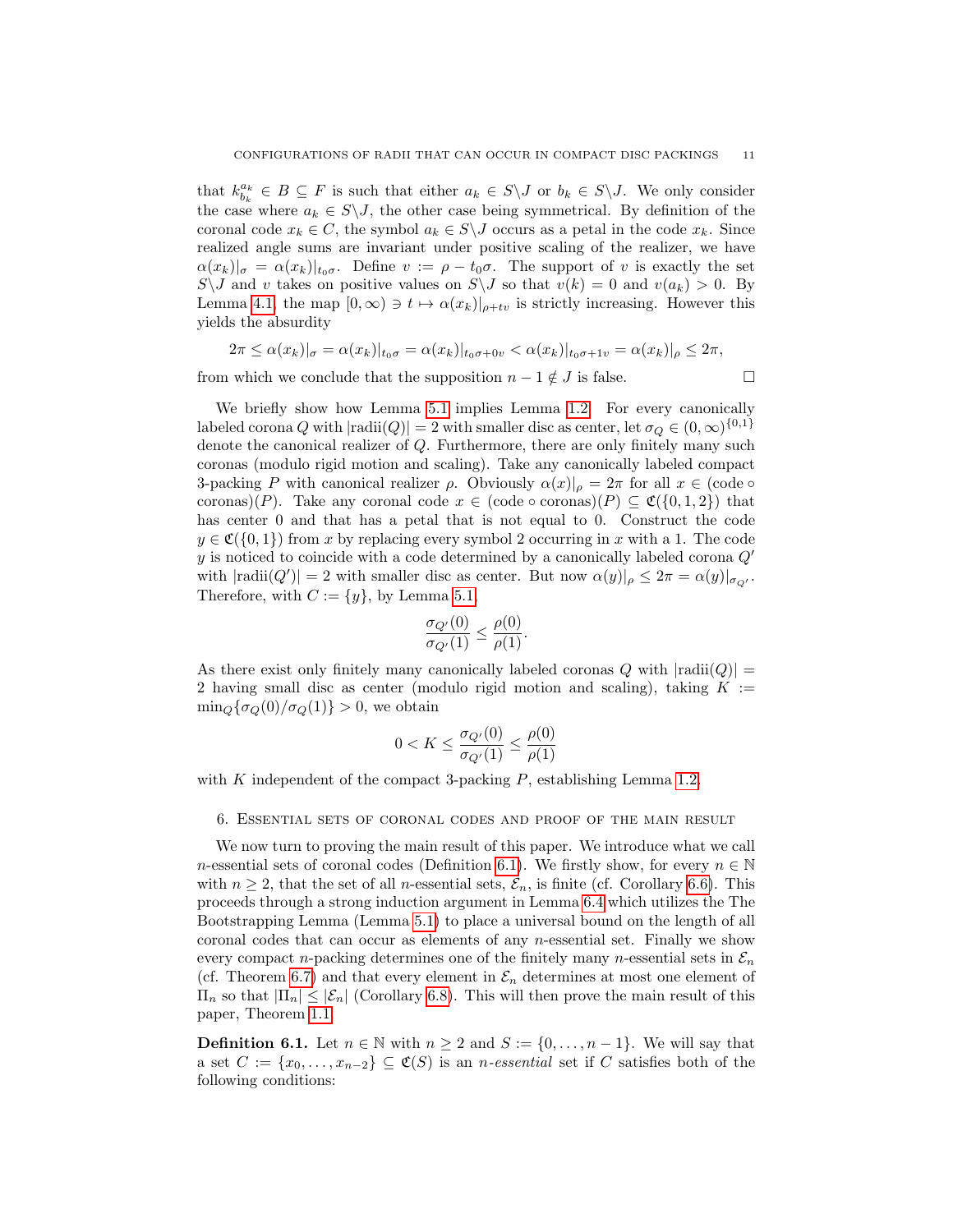that $k_{b_k}^{a_k} \in B \subseteq F$ is such that either $a_k \in S\backslash J$ or $b_k \in S\backslash J$. We only consider the case where $a_k \in S\backslash J$, the other case being symmetrical. By definition of the coronal code $x_k \in C$, the symbol $a_k \in S\backslash J$ occurs as a petal in the code $x_k$. Since realized angle sums are invariant under positive scaling of the realizer, we have $\alpha(x_k)|_\sigma = \alpha(x_k)|_{t_0\sigma}$. Define $v := \rho - t_0\sigma$. The support of $v$ is exactly the set $S\backslash J$ and $v$ takes on positive values on $S\backslash J$ so that $v(k) = 0$ and $v(a_k) > 0$. By Lemma 4.1, the map $[0, \infty) \ni t \mapsto \alpha(x_k)|_{\rho+tv}$ is strictly increasing. However this yields the absurdity

$$2\pi \leq \alpha(x_k)|_\sigma = \alpha(x_k)|_{t_0\sigma} = \alpha(x_k)|_{t_0\sigma+0v} < \alpha(x_k)|_{t_0\sigma+1v} = \alpha(x_k)|_\rho \leq 2\pi,$$

from which we conclude that the supposition $n-1 \notin J$ is false. □

We briefly show how Lemma 5.1 implies Lemma 1.2. For every canonically labeled corona $Q$ with $|\text{radii}(Q)| = 2$ with smaller disc as center, let $\sigma_Q \in (0,\infty)^{\{0,1\}}$ denote the canonical realizer of $Q$. Furthermore, there are only finitely many such coronas (modulo rigid motion and scaling). Take any canonically labeled compact 3-packing $P$ with canonical realizer $\rho$. Obviously $\alpha(x)|_\rho = 2\pi$ for all $x \in (\text{code} \circ \text{coronas})(P)$. Take any coronal code $x \in (\text{code} \circ \text{coronas})(P) \subseteq \mathfrak{C}(\{0,1,2\})$ that has center 0 and that has a petal that is not equal to 0. Construct the code $y \in \mathfrak{C}(\{0,1\})$ from $x$ by replacing every symbol 2 occurring in $x$ with a 1. The code $y$ is noticed to coincide with a code determined by a canonically labeled corona $Q'$ with $|\text{radii}(Q')| = 2$ with smaller disc as center. But now $\alpha(y)|_\rho \leq 2\pi = \alpha(y)|_{\sigma_{Q'}}$. Therefore, with $C := \{y\}$, by Lemma 5.1,

$$\frac{\sigma_{Q'}(0)}{\sigma_{Q'}(1)} \leq \frac{\rho(0)}{\rho(1)}.$$

As there exist only finitely many canonically labeled coronas $Q$ with $|\text{radii}(Q)| = 2$ having small disc as center (modulo rigid motion and scaling), taking $K := \min_Q\{\sigma_Q(0)/\sigma_Q(1)\} > 0$, we obtain

$$0 < K \leq \frac{\sigma_{Q'}(0)}{\sigma_{Q'}(1)} \leq \frac{\rho(0)}{\rho(1)}$$

with $K$ independent of the compact 3-packing $P$, establishing Lemma 1.2.

## 6. Essential sets of coronal codes and proof of the main result

We now turn to proving the main result of this paper. We introduce what we call $n$-essential sets of coronal codes (Definition 6.1). We firstly show, for every $n \in \mathbb{N}$ with $n \geq 2$, that the set of all $n$-essential sets, $\mathcal{E}_n$, is finite (cf. Corollary 6.6). This proceeds through a strong induction argument in Lemma 6.4 which utilizes the The Bootstrapping Lemma (Lemma 5.1) to place a universal bound on the length of all coronal codes that can occur as elements of any $n$-essential set. Finally we show every compact $n$-packing determines one of the finitely many $n$-essential sets in $\mathcal{E}_n$ (cf. Theorem 6.7) and that every element in $\mathcal{E}_n$ determines at most one element of $\Pi_n$ so that $|\Pi_n| \leq |\mathcal{E}_n|$ (Corollary 6.8). This will then prove the main result of this paper, Theorem 1.1.

**Definition 6.1.** Let $n \in \mathbb{N}$ with $n \geq 2$ and $S := \{0, \ldots, n-1\}$. We will say that a set $C := \{x_0, \ldots, x_{n-2}\} \subseteq \mathfrak{C}(S)$ is an *n-essential* set if $C$ satisfies both of the following conditions: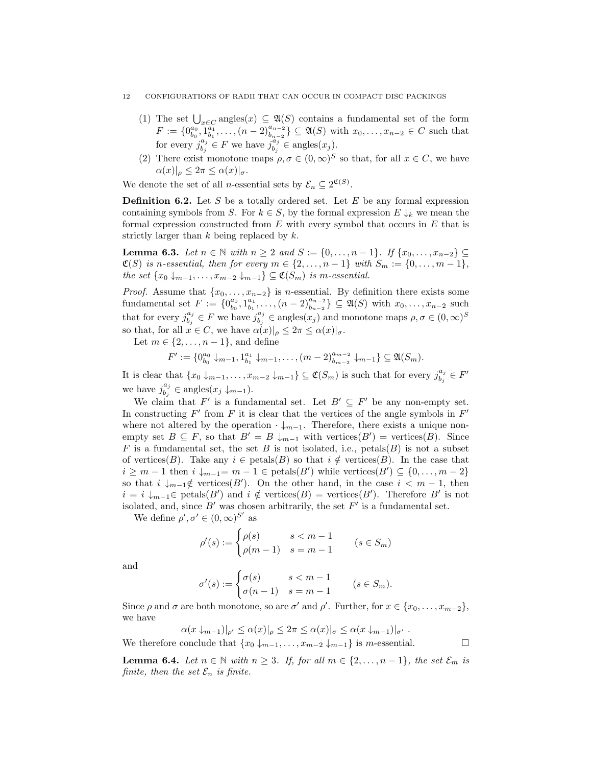(1) The set $\bigcup_{x\in C}\text{angles}(x) \subseteq \mathfrak{A}(S)$ contains a fundamental set of the form $F := \{0^{a_0}_{b_0}, 1^{a_1}_{b_1}, \dots, (n-2)^{a_{n-2}}_{b_{n-2}}\} \subseteq \mathfrak{A}(S)$ with $x_0, \dots, x_{n-2} \in C$ such that for every $j^{a_j}_{b_j} \in F$ we have $j^{a_j}_{b_j} \in \text{angles}(x_j)$.

(2) There exist monotone maps $\rho, \sigma \in (0,\infty)^S$ so that, for all $x \in C$, we have $\alpha(x)|_\rho \leq 2\pi \leq \alpha(x)|_\sigma$.

We denote the set of all $n$-essential sets by $\mathcal{E}_n \subseteq 2^{\mathfrak{C}(S)}$.

**Definition 6.2.** Let $S$ be a totally ordered set. Let $E$ be any formal expression containing symbols from $S$. For $k \in S$, by the formal expression $E\downarrow_k$ we mean the formal expression constructed from $E$ with every symbol that occurs in $E$ that is strictly larger than $k$ being replaced by $k$.

**Lemma 6.3.** *Let $n \in \mathbb{N}$ with $n \geq 2$ and $S := \{0, \dots, n-1\}$. If $\{x_0, \dots, x_{n-2}\} \subseteq \mathfrak{C}(S)$ is $n$-essential, then for every $m \in \{2, \dots, n-1\}$ with $S_m := \{0, \dots, m-1\}$, the set $\{x_0\downarrow_{m-1}, \dots, x_{m-2}\downarrow_{m-1}\} \subseteq \mathfrak{C}(S_m)$ is $m$-essential.*

*Proof.* Assume that $\{x_0, \dots, x_{n-2}\}$ is $n$-essential. By definition there exists some fundamental set $F := \{0^{a_0}_{b_0}, 1^{a_1}_{b_1}, \dots, (n-2)^{a_{n-2}}_{b_{n-2}}\} \subseteq \mathfrak{A}(S)$ with $x_0, \dots, x_{n-2}$ such that for every $j^{a_j}_{b_j} \in F$ we have $j^{a_j}_{b_j} \in \text{angles}(x_j)$ and monotone maps $\rho, \sigma \in (0,\infty)^S$ so that, for all $x \in C$, we have $\alpha(x)|_\rho \leq 2\pi \leq \alpha(x)|_\sigma$.

Let $m \in \{2, \dots, n-1\}$, and define

$$F' := \{0^{a_0}_{b_0}\downarrow_{m-1}, 1^{a_1}_{b_1}\downarrow_{m-1}, \dots, (m-2)^{a_{m-2}}_{b_{m-2}}\downarrow_{m-1}\} \subseteq \mathfrak{A}(S_m).$$

It is clear that $\{x_0\downarrow_{m-1}, \dots, x_{m-2}\downarrow_{m-1}\} \subseteq \mathfrak{C}(S_m)$ is such that for every $j^{a_j}_{b_j} \in F'$ we have $j^{a_j}_{b_j} \in \text{angles}(x_j\downarrow_{m-1})$.

We claim that $F'$ is a fundamental set. Let $B' \subseteq F'$ be any non-empty set. In constructing $F'$ from $F$ it is clear that the vertices of the angle symbols in $F'$ where not altered by the operation $\cdot\downarrow_{m-1}$. Therefore, there exists a unique non-empty set $B \subseteq F$, so that $B' = B\downarrow_{m-1}$ with $\text{vertices}(B') = \text{vertices}(B)$. Since $F$ is a fundamental set, the set $B$ is not isolated, i.e., $\text{petals}(B)$ is not a subset of $\text{vertices}(B)$. Take any $i \in \text{petals}(B)$ so that $i \notin \text{vertices}(B)$. In the case that $i \geq m-1$ then $i\downarrow_{m-1} = m-1 \in \text{petals}(B')$ while $\text{vertices}(B') \subseteq \{0, \dots, m-2\}$ so that $i\downarrow_{m-1} \notin \text{vertices}(B')$. On the other hand, in the case $i < m-1$, then $i = i\downarrow_{m-1} \in \text{petals}(B')$ and $i \notin \text{vertices}(B) = \text{vertices}(B')$. Therefore $B'$ is not isolated, and, since $B'$ was chosen arbitrarily, the set $F'$ is a fundamental set.

We define $\rho', \sigma' \in (0,\infty)^{S'}$ as

$$\rho'(s) := \begin{cases} \rho(s) & s < m-1 \\ \rho(m-1) & s = m-1 \end{cases} \qquad (s \in S_m)$$

and

$$\sigma'(s) := \begin{cases} \sigma(s) & s < m-1 \\ \sigma(n-1) & s = m-1 \end{cases} \qquad (s \in S_m).$$

Since $\rho$ and $\sigma$ are both monotone, so are $\sigma'$ and $\rho'$. Further, for $x \in \{x_0, \dots, x_{m-2}\}$, we have

$$\alpha(x\downarrow_{m-1})|_{\rho'} \leq \alpha(x)|_\rho \leq 2\pi \leq \alpha(x)|_\sigma \leq \alpha(x\downarrow_{m-1})|_{\sigma'}\ .$$

We therefore conclude that $\{x_0\downarrow_{m-1}, \dots, x_{m-2}\downarrow_{m-1}\}$ is $m$-essential. $\square$

**Lemma 6.4.** *Let $n \in \mathbb{N}$ with $n \geq 3$. If, for all $m \in \{2, \dots, n-1\}$, the set $\mathcal{E}_m$ is finite, then the set $\mathcal{E}_n$ is finite.*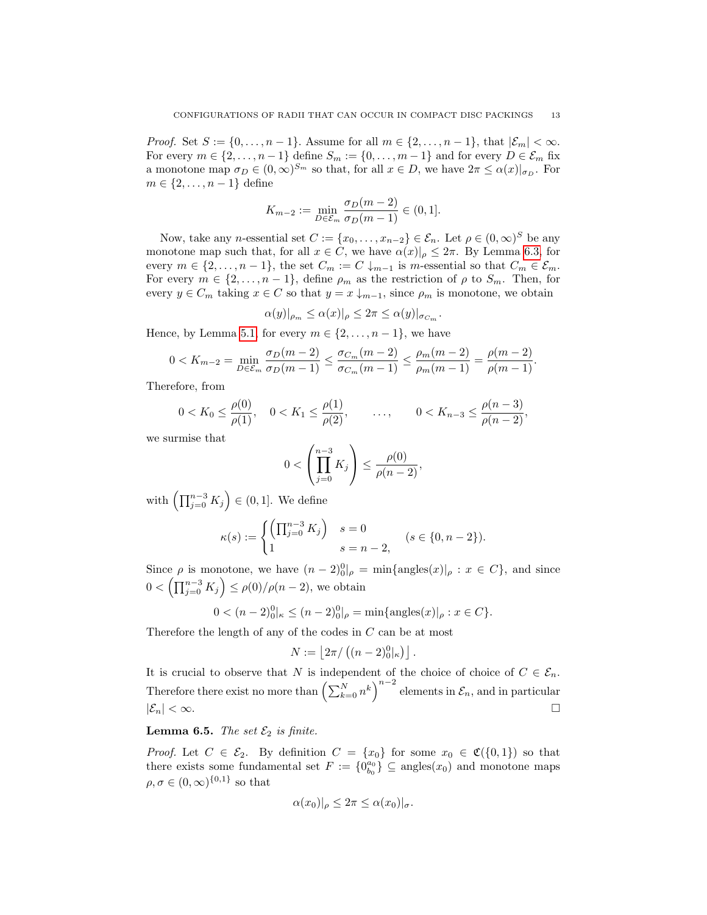*Proof.* Set $S := \{0, \ldots, n-1\}$. Assume for all $m \in \{2, \ldots, n-1\}$, that $|\mathcal{E}_m| < \infty$. For every $m \in \{2, \ldots, n-1\}$ define $S_m := \{0, \ldots, m-1\}$ and for every $D \in \mathcal{E}_m$ fix a monotone map $\sigma_D \in (0, \infty)^{S_m}$ so that, for all $x \in D$, we have $2\pi \leq \alpha(x)|_{\sigma_D}$. For $m \in \{2, \ldots, n-1\}$ define

$$K_{m-2} := \min_{D \in \mathcal{E}_m} \frac{\sigma_D(m-2)}{\sigma_D(m-1)} \in (0, 1].$$

Now, take any $n$-essential set $C := \{x_0, \ldots, x_{n-2}\} \in \mathcal{E}_n$. Let $\rho \in (0, \infty)^S$ be any monotone map such that, for all $x \in C$, we have $\alpha(x)|_\rho \leq 2\pi$. By Lemma 6.3, for every $m \in \{2, \ldots, n-1\}$, the set $C_m := C \downarrow_{m-1}$ is $m$-essential so that $C_m \in \mathcal{E}_m$. For every $m \in \{2, \ldots, n-1\}$, define $\rho_m$ as the restriction of $\rho$ to $S_m$. Then, for every $y \in C_m$ taking $x \in C$ so that $y = x \downarrow_{m-1}$, since $\rho_m$ is monotone, we obtain

$$\alpha(y)|_{\rho_m} \leq \alpha(x)|_\rho \leq 2\pi \leq \alpha(y)|_{\sigma_{C_m}}.$$

Hence, by Lemma 5.1, for every $m \in \{2, \ldots, n-1\}$, we have

$$0 < K_{m-2} = \min_{D \in \mathcal{E}_m} \frac{\sigma_D(m-2)}{\sigma_D(m-1)} \leq \frac{\sigma_{C_m}(m-2)}{\sigma_{C_m}(m-1)} \leq \frac{\rho_m(m-2)}{\rho_m(m-1)} = \frac{\rho(m-2)}{\rho(m-1)}.$$

Therefore, from

$$0 < K_0 \leq \frac{\rho(0)}{\rho(1)}, \quad 0 < K_1 \leq \frac{\rho(1)}{\rho(2)}, \quad \ldots, \quad 0 < K_{n-3} \leq \frac{\rho(n-3)}{\rho(n-2)},$$

we surmise that

$$0 < \left(\prod_{j=0}^{n-3} K_j\right) \leq \frac{\rho(0)}{\rho(n-2)},$$

with $\left(\prod_{j=0}^{n-3} K_j\right) \in (0, 1]$. We define

$$\kappa(s) := \begin{cases} \left(\prod_{j=0}^{n-3} K_j\right) & s = 0 \\ 1 & s = n-2, \end{cases} \qquad (s \in \{0, n-2\}).$$

Since $\rho$ is monotone, we have $(n-2)_0^0|_\rho = \min\{\text{angles}(x)|_\rho : x \in C\}$, and since $0 < \left(\prod_{j=0}^{n-3} K_j\right) \leq \rho(0)/\rho(n-2)$, we obtain

$$0 < (n-2)_0^0|_\kappa \leq (n-2)_0^0|_\rho = \min\{\text{angles}(x)|_\rho : x \in C\}.$$

Therefore the length of any of the codes in $C$ can be at most

$$N := \left\lfloor 2\pi / \left((n-2)_0^0|_\kappa\right) \right\rfloor.$$

It is crucial to observe that $N$ is independent of the choice of choice of $C \in \mathcal{E}_n$. Therefore there exist no more than $\left(\sum_{k=0}^{N} n^k\right)^{n-2}$ elements in $\mathcal{E}_n$, and in particular $|\mathcal{E}_n| < \infty$. $\square$

**Lemma 6.5.** *The set $\mathcal{E}_2$ is finite.*

*Proof.* Let $C \in \mathcal{E}_2$. By definition $C = \{x_0\}$ for some $x_0 \in \mathfrak{C}(\{0, 1\})$ so that there exists some fundamental set $F := \{0_{b_0}^{a_0}\} \subseteq \text{angles}(x_0)$ and monotone maps $\rho, \sigma \in (0, \infty)^{\{0,1\}}$ so that

$$\alpha(x_0)|_\rho \leq 2\pi \leq \alpha(x_0)|_\sigma.$$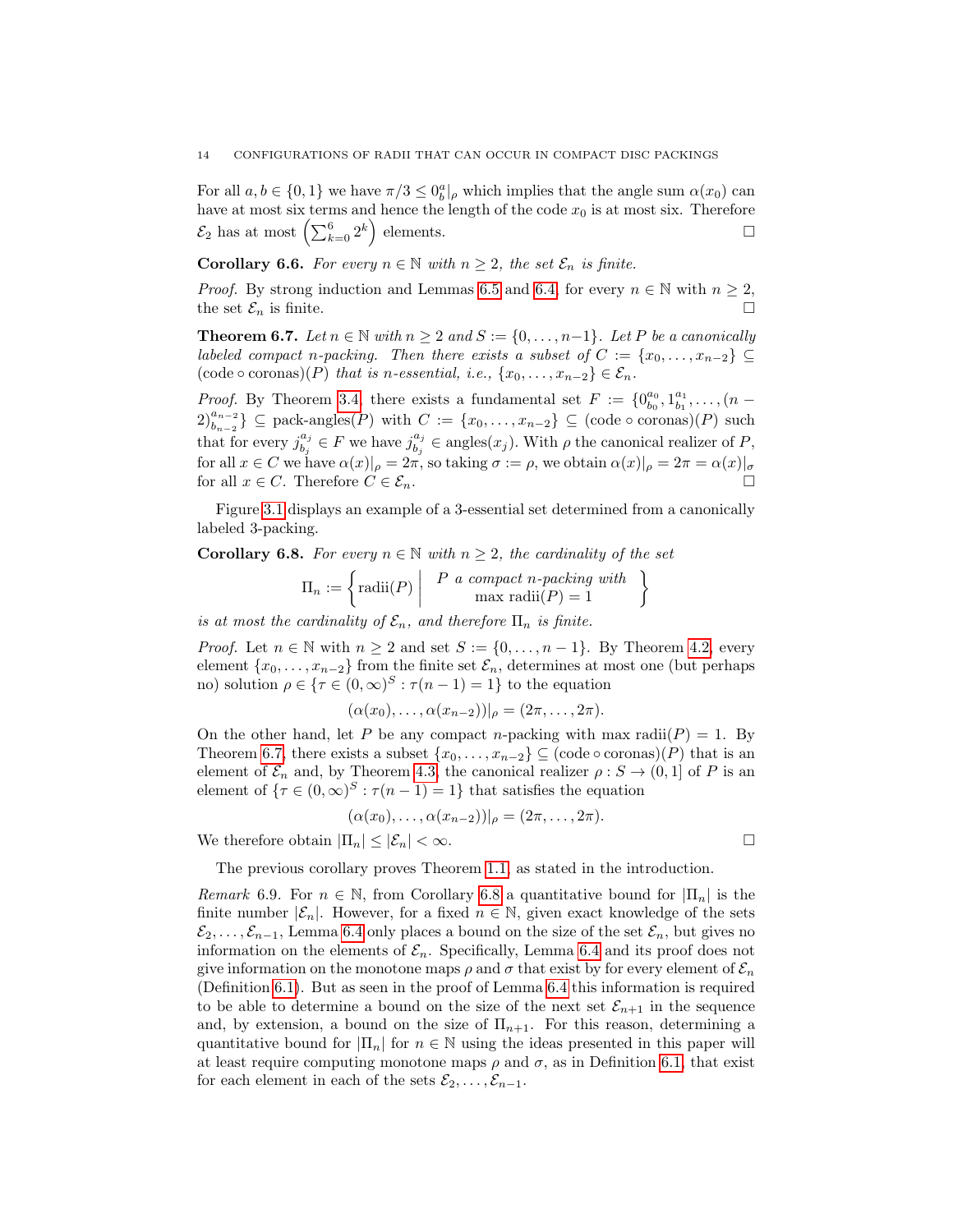For all $a, b \in \{0, 1\}$ we have $\pi/3 \leq 0^a_b|_\rho$ which implies that the angle sum $\alpha(x_0)$ can have at most six terms and hence the length of the code $x_0$ is at most six. Therefore $\mathcal{E}_2$ has at most $\left(\sum_{k=0}^{6} 2^k\right)$ elements. □

**Corollary 6.6.** *For every $n \in \mathbb{N}$ with $n \geq 2$, the set $\mathcal{E}_n$ is finite.*

*Proof.* By strong induction and Lemmas 6.5 and 6.4, for every $n \in \mathbb{N}$ with $n \geq 2$, the set $\mathcal{E}_n$ is finite. □

**Theorem 6.7.** *Let $n \in \mathbb{N}$ with $n \geq 2$ and $S := \{0, \ldots, n-1\}$. Let $P$ be a canonically labeled compact $n$-packing. Then there exists a subset of $C := \{x_0, \ldots, x_{n-2}\} \subseteq (\text{code} \circ \text{coronas})(P)$ that is $n$-essential, i.e., $\{x_0, \ldots, x_{n-2}\} \in \mathcal{E}_n$.*

*Proof.* By Theorem 3.4, there exists a fundamental set $F := \{0^{a_0}_{b_0}, 1^{a_1}_{b_1}, \ldots, (n-2)^{a_{n-2}}_{b_{n-2}}\} \subseteq \text{pack-angles}(P)$ with $C := \{x_0, \ldots, x_{n-2}\} \subseteq (\text{code} \circ \text{coronas})(P)$ such that for every $j^{a_j}_{b_j} \in F$ we have $j^{a_j}_{b_j} \in \text{angles}(x_j)$. With $\rho$ the canonical realizer of $P$, for all $x \in C$ we have $\alpha(x)|_\rho = 2\pi$, so taking $\sigma := \rho$, we obtain $\alpha(x)|_\rho = 2\pi = \alpha(x)|_\sigma$ for all $x \in C$. Therefore $C \in \mathcal{E}_n$. □

Figure 3.1 displays an example of a 3-essential set determined from a canonically labeled 3-packing.

**Corollary 6.8.** *For every $n \in \mathbb{N}$ with $n \geq 2$, the cardinality of the set*

$$\Pi_n := \left\{ \text{radii}(P) \;\middle|\; \begin{array}{c} P \text{ a compact } n\text{-packing with} \\ \max \text{radii}(P) = 1 \end{array} \right\}$$

*is at most the cardinality of $\mathcal{E}_n$, and therefore $\Pi_n$ is finite.*

*Proof.* Let $n \in \mathbb{N}$ with $n \geq 2$ and set $S := \{0, \ldots, n-1\}$. By Theorem 4.2, every element $\{x_0, \ldots, x_{n-2}\}$ from the finite set $\mathcal{E}_n$, determines at most one (but perhaps no) solution $\rho \in \{\tau \in (0, \infty)^S : \tau(n-1) = 1\}$ to the equation

$$(\alpha(x_0), \ldots, \alpha(x_{n-2}))|_\rho = (2\pi, \ldots, 2\pi).$$

On the other hand, let $P$ be any compact $n$-packing with $\max \text{radii}(P) = 1$. By Theorem 6.7, there exists a subset $\{x_0, \ldots, x_{n-2}\} \subseteq (\text{code} \circ \text{coronas})(P)$ that is an element of $\mathcal{E}_n$ and, by Theorem 4.3, the canonical realizer $\rho : S \to (0, 1]$ of $P$ is an element of $\{\tau \in (0, \infty)^S : \tau(n-1) = 1\}$ that satisfies the equation

$$(\alpha(x_0), \ldots, \alpha(x_{n-2}))|_\rho = (2\pi, \ldots, 2\pi).$$

We therefore obtain $|\Pi_n| \leq |\mathcal{E}_n| < \infty$. □

The previous corollary proves Theorem 1.1, as stated in the introduction.

*Remark* 6.9. For $n \in \mathbb{N}$, from Corollary 6.8 a quantitative bound for $|\Pi_n|$ is the finite number $|\mathcal{E}_n|$. However, for a fixed $n \in \mathbb{N}$, given exact knowledge of the sets $\mathcal{E}_2, \ldots, \mathcal{E}_{n-1}$, Lemma 6.4 only places a bound on the size of the set $\mathcal{E}_n$, but gives no information on the elements of $\mathcal{E}_n$. Specifically, Lemma 6.4 and its proof does not give information on the monotone maps $\rho$ and $\sigma$ that exist by for every element of $\mathcal{E}_n$ (Definition 6.1). But as seen in the proof of Lemma 6.4 this information is required to be able to determine a bound on the size of the next set $\mathcal{E}_{n+1}$ in the sequence and, by extension, a bound on the size of $\Pi_{n+1}$. For this reason, determining a quantitative bound for $|\Pi_n|$ for $n \in \mathbb{N}$ using the ideas presented in this paper will at least require computing monotone maps $\rho$ and $\sigma$, as in Definition 6.1, that exist for each element in each of the sets $\mathcal{E}_2, \ldots, \mathcal{E}_{n-1}$.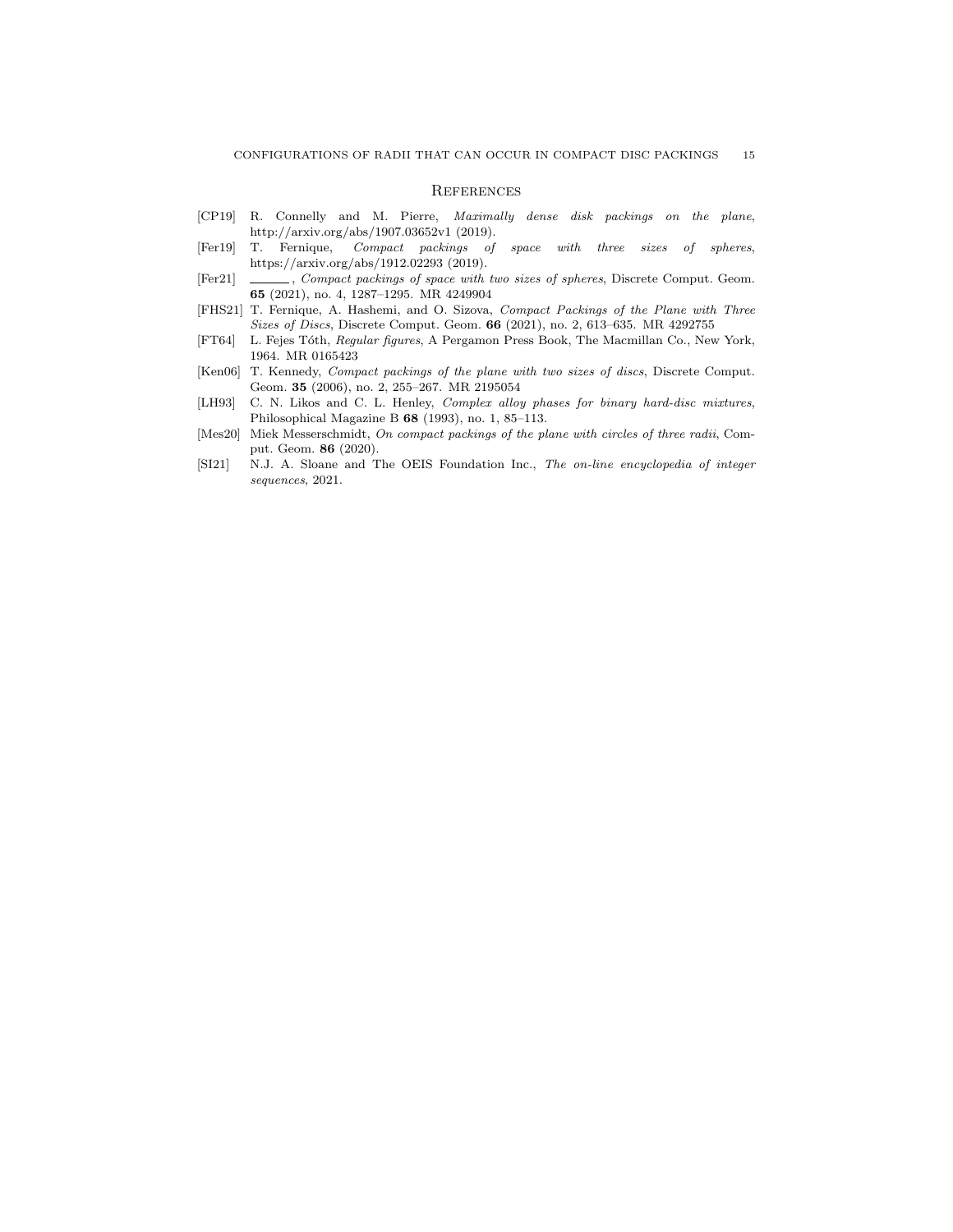## References

[CP19] R. Connelly and M. Pierre, *Maximally dense disk packings on the plane*, http://arxiv.org/abs/1907.03652v1 (2019).

[Fer19] T. Fernique, *Compact packings of space with three sizes of spheres*, https://arxiv.org/abs/1912.02293 (2019).

[Fer21] ______, *Compact packings of space with two sizes of spheres*, Discrete Comput. Geom. **65** (2021), no. 4, 1287–1295. MR 4249904

[FHS21] T. Fernique, A. Hashemi, and O. Sizova, *Compact Packings of the Plane with Three Sizes of Discs*, Discrete Comput. Geom. **66** (2021), no. 2, 613–635. MR 4292755

[FT64] L. Fejes Tóth, *Regular figures*, A Pergamon Press Book, The Macmillan Co., New York, 1964. MR 0165423

[Ken06] T. Kennedy, *Compact packings of the plane with two sizes of discs*, Discrete Comput. Geom. **35** (2006), no. 2, 255–267. MR 2195054

[LH93] C. N. Likos and C. L. Henley, *Complex alloy phases for binary hard-disc mixtures*, Philosophical Magazine B **68** (1993), no. 1, 85–113.

[Mes20] Miek Messerschmidt, *On compact packings of the plane with circles of three radii*, Comput. Geom. **86** (2020).

[SI21] N.J. A. Sloane and The OEIS Foundation Inc., *The on-line encyclopedia of integer sequences*, 2021.